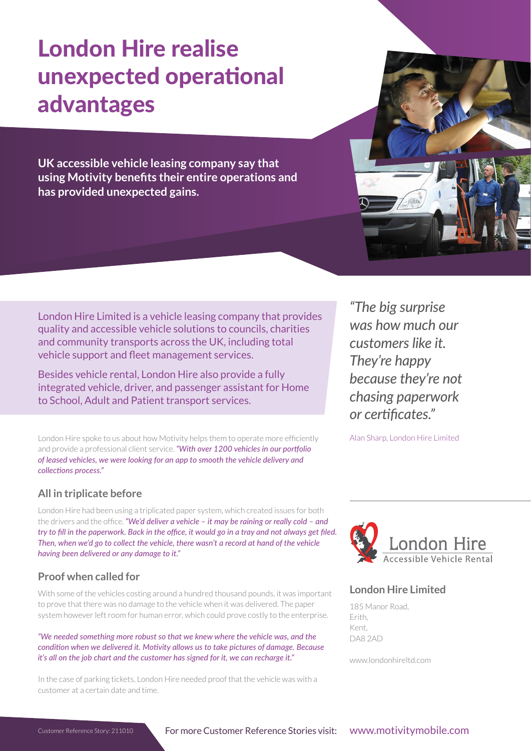# London Hire realise unexpected operational advantages

**UK accessible vehicle leasing company say that using Motivity benefits their entire operations and has provided unexpected gains.**

London Hire Limited is a vehicle leasing company that provides quality and accessible vehicle solutions to councils, charities and community transports across the UK, including total vehicle support and fleet management services.

Besides vehicle rental, London Hire also provide a fully integrated vehicle, driver, and passenger assistant for Home to School, Adult and Patient transport services.

London Hire spoke to us about how Motivity helps them to operate more efficiently and provide a professional client service. *"With over 1200 vehicles in our portfolio of leased vehicles, we were looking for an app to smooth the vehicle delivery and collections process."*

## All in triplicate before

London Hire had been using a triplicated paper system, which created issues for both the drivers and the office. *"We'd deliver a vehicle – it may be raining or really cold – and try to fill in the paperwork. Back in the office, it would go in a tray and not always get filed. Then, when we'd go to collect the vehicle, there wasn't a record at hand of the vehicle having been delivered or any damage to it."*

## Proof when called for

With some of the vehicles costing around a hundred thousand pounds, it was important to prove that there was no damage to the vehicle when it was delivered. The paper system however left room for human error, which could prove costly to the enterprise.

*"We needed something more robust so that we knew where the vehicle was, and the condition when we delivered it. Motivity allows us to take pictures of damage. Because it's all on the job chart and the customer has signed for it, we can recharge it."*

In the case of parking tickets, London Hire needed proof that the vehicle was with a customer at a certain date and time.

*"The big surprise was how much our customers like it. They're happy because they're not chasing paperwork or certificates."*

Alan Sharp, London Hire Limited

London Hire
Accessible Vehicle Rental

### London Hire Limited

185 Manor Road,
Erith,
Kent,
DA8 2AD

www.londonhireltd.com

Customer Reference Story: 211010

For more Customer Reference Stories visit: www.motivitymobile.com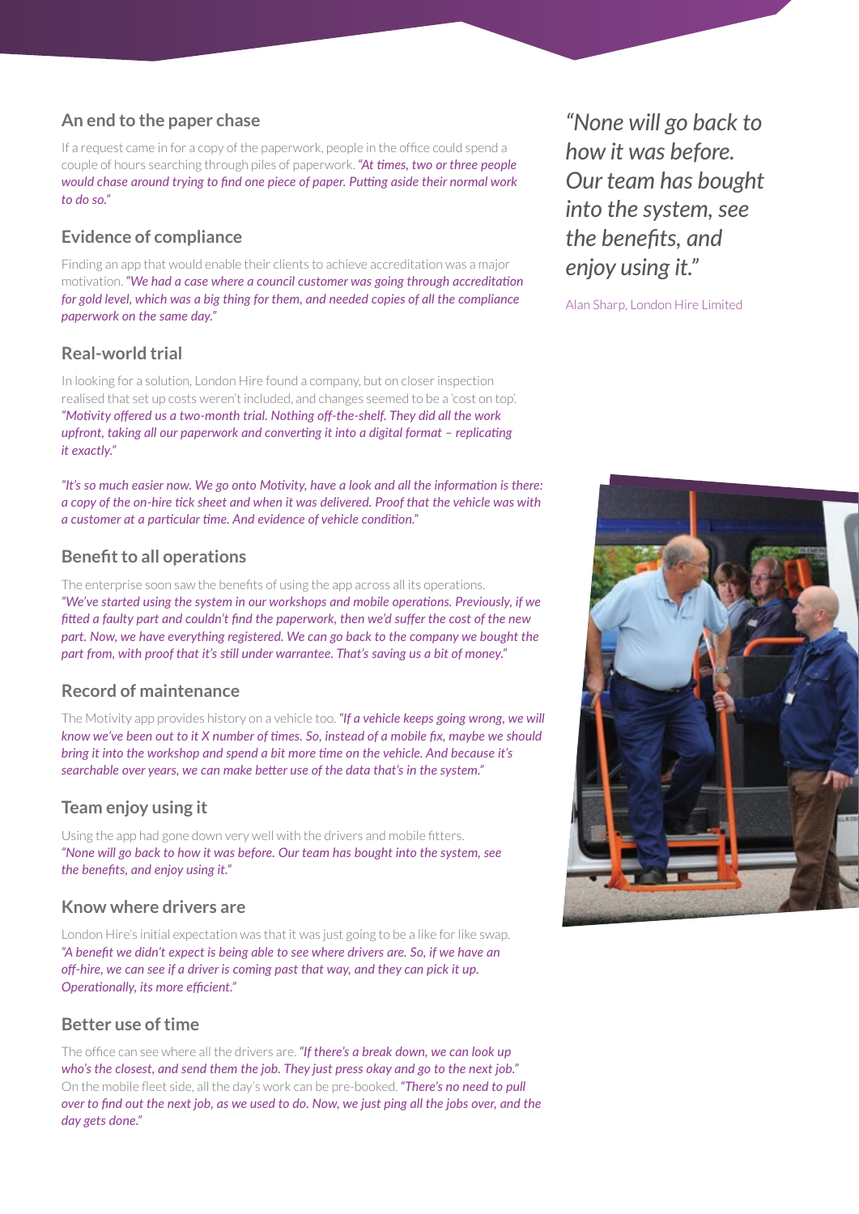## An end to the paper chase

If a request came in for a copy of the paperwork, people in the office could spend a couple of hours searching through piles of paperwork. *"At times, two or three people would chase around trying to find one piece of paper. Putting aside their normal work to do so."*

## Evidence of compliance

Finding an app that would enable their clients to achieve accreditation was a major motivation. *"We had a case where a council customer was going through accreditation for gold level, which was a big thing for them, and needed copies of all the compliance paperwork on the same day."*

## Real-world trial

In looking for a solution, London Hire found a company, but on closer inspection realised that set up costs weren't included, and changes seemed to be a 'cost on top'. *"Motivity offered us a two-month trial. Nothing off-the-shelf. They did all the work upfront, taking all our paperwork and converting it into a digital format – replicating it exactly."*

*"It's so much easier now. We go onto Motivity, have a look and all the information is there: a copy of the on-hire tick sheet and when it was delivered. Proof that the vehicle was with a customer at a particular time. And evidence of vehicle condition."*

## Benefit to all operations

The enterprise soon saw the benefits of using the app across all its operations. *"We've started using the system in our workshops and mobile operations. Previously, if we fitted a faulty part and couldn't find the paperwork, then we'd suffer the cost of the new part. Now, we have everything registered. We can go back to the company we bought the part from, with proof that it's still under warrantee. That's saving us a bit of money."*

## Record of maintenance

The Motivity app provides history on a vehicle too. *"If a vehicle keeps going wrong, we will know we've been out to it X number of times. So, instead of a mobile fix, maybe we should bring it into the workshop and spend a bit more time on the vehicle. And because it's searchable over years, we can make better use of the data that's in the system."*

## Team enjoy using it

Using the app had gone down very well with the drivers and mobile fitters. *"None will go back to how it was before. Our team has bought into the system, see the benefits, and enjoy using it."*

## Know where drivers are

London Hire's initial expectation was that it was just going to be a like for like swap. *"A benefit we didn't expect is being able to see where drivers are. So, if we have an off-hire, we can see if a driver is coming past that way, and they can pick it up. Operationally, its more efficient."*

## Better use of time

The office can see where all the drivers are. *"If there's a break down, we can look up who's the closest, and send them the job. They just press okay and go to the next job."* On the mobile fleet side, all the day's work can be pre-booked. *"There's no need to pull over to find out the next job, as we used to do. Now, we just ping all the jobs over, and the day gets done."*

*"None will go back to how it was before. Our team has bought into the system, see the benefits, and enjoy using it."*

Alan Sharp, London Hire Limited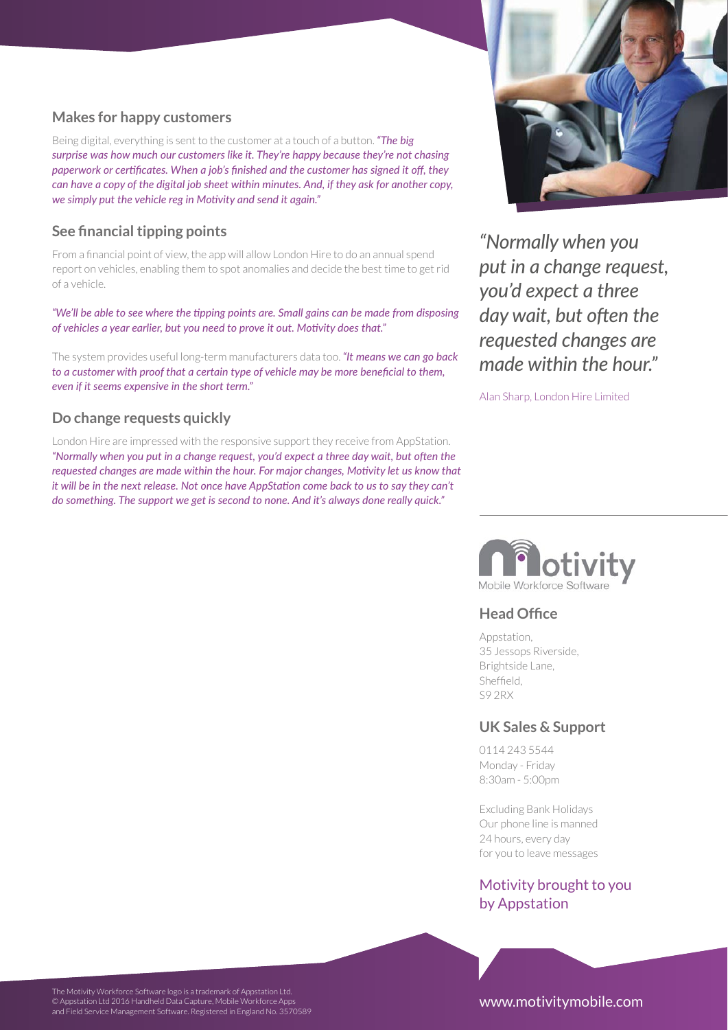## Makes for happy customers

Being digital, everything is sent to the customer at a touch of a button. *"The big surprise was how much our customers like it. They're happy because they're not chasing paperwork or certificates. When a job's finished and the customer has signed it off, they can have a copy of the digital job sheet within minutes. And, if they ask for another copy, we simply put the vehicle reg in Motivity and send it again."*

## See financial tipping points

From a financial point of view, the app will allow London Hire to do an annual spend report on vehicles, enabling them to spot anomalies and decide the best time to get rid of a vehicle.

*"We'll be able to see where the tipping points are. Small gains can be made from disposing of vehicles a year earlier, but you need to prove it out. Motivity does that."*

The system provides useful long-term manufacturers data too. *"It means we can go back to a customer with proof that a certain type of vehicle may be more beneficial to them, even if it seems expensive in the short term."*

## Do change requests quickly

London Hire are impressed with the responsive support they receive from AppStation. *"Normally when you put in a change request, you'd expect a three day wait, but often the requested changes are made within the hour. For major changes, Motivity let us know that it will be in the next release. Not once have AppStation come back to us to say they can't do something. The support we get is second to none. And it's always done really quick."*

*"Normally when you put in a change request, you'd expect a three day wait, but often the requested changes are made within the hour."*

Alan Sharp, London Hire Limited

Motivity
Mobile Workforce Software

### Head Office

Appstation,
35 Jessops Riverside,
Brightside Lane,
Sheffield,
S9 2RX

### UK Sales & Support

0114 243 5544
Monday - Friday
8:30am - 5:00pm

Excluding Bank Holidays
Our phone line is manned
24 hours, every day
for you to leave messages

Motivity brought to you by Appstation

The Motivity Workforce Software logo is a trademark of Appstation Ltd.
© Appstation Ltd 2016 Handheld Data Capture, Mobile Workforce Apps and Field Service Management Software. Registered in England No. 3570589

www.motivitymobile.com